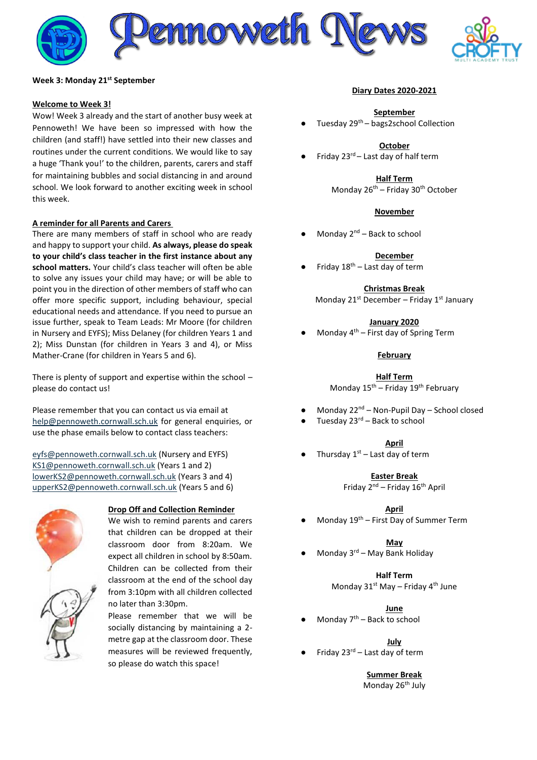# Pennoweth News

**Week 3: Monday 21st September**

## Welcome to Week 3!

Wow! Week 3 already and the start of another busy week at Pennoweth! We have been so impressed with how the children (and staff!) have settled into their new classes and routines under the current conditions. We would like to say a huge 'Thank you!' to the children, parents, carers and staff for maintaining bubbles and social distancing in and around school. We look forward to another exciting week in school this week.

## A reminder for all Parents and Carers

There are many members of staff in school who are ready and happy to support your child. **As always, please do speak to your child's class teacher in the first instance about any school matters.** Your child's class teacher will often be able to solve any issues your child may have; or will be able to point you in the direction of other members of staff who can offer more specific support, including behaviour, special educational needs and attendance. If you need to pursue an issue further, speak to Team Leads: Mr Moore (for children in Nursery and EYFS); Miss Delaney (for children Years 1 and 2); Miss Dunstan (for children in Years 3 and 4), or Miss Mather-Crane (for children in Years 5 and 6).

There is plenty of support and expertise within the school – please do contact us!

Please remember that you can contact us via email at help@pennoweth.cornwall.sch.uk for general enquiries, or use the phase emails below to contact class teachers:

eyfs@pennoweth.cornwall.sch.uk (Nursery and EYFS)
KS1@pennoweth.cornwall.sch.uk (Years 1 and 2)
lowerKS2@pennoweth.cornwall.sch.uk (Years 3 and 4)
upperKS2@pennoweth.cornwall.sch.uk (Years 5 and 6)

## Drop Off and Collection Reminder

We wish to remind parents and carers that children can be dropped at their classroom door from 8:20am. We expect all children in school by 8:50am. Children can be collected from their classroom at the end of the school day from 3:10pm with all children collected no later than 3:30pm.

Please remember that we will be socially distancing by maintaining a 2-metre gap at the classroom door. These measures will be reviewed frequently, so please do watch this space!

## Diary Dates 2020-2021

**September**

- Tuesday 29th – bags2school Collection

**October**

- Friday 23rd – Last day of half term

**Half Term**

Monday 26th – Friday 30th October

**November**

- Monday 2nd – Back to school

**December**

- Friday 18th – Last day of term

**Christmas Break**

Monday 21st December – Friday 1st January

**January 2020**

- Monday 4th – First day of Spring Term

**February**

**Half Term**

Monday 15th – Friday 19th February

- Monday 22nd – Non-Pupil Day – School closed
- Tuesday 23rd – Back to school

**April**

- Thursday 1st – Last day of term

**Easter Break**

Friday 2nd – Friday 16th April

**April**

- Monday 19th – First Day of Summer Term

**May**

- Monday 3rd – May Bank Holiday

**Half Term**

Monday 31st May – Friday 4th June

**June**

- Monday 7th – Back to school

**July**

- Friday 23rd – Last day of term

**Summer Break**

Monday 26th July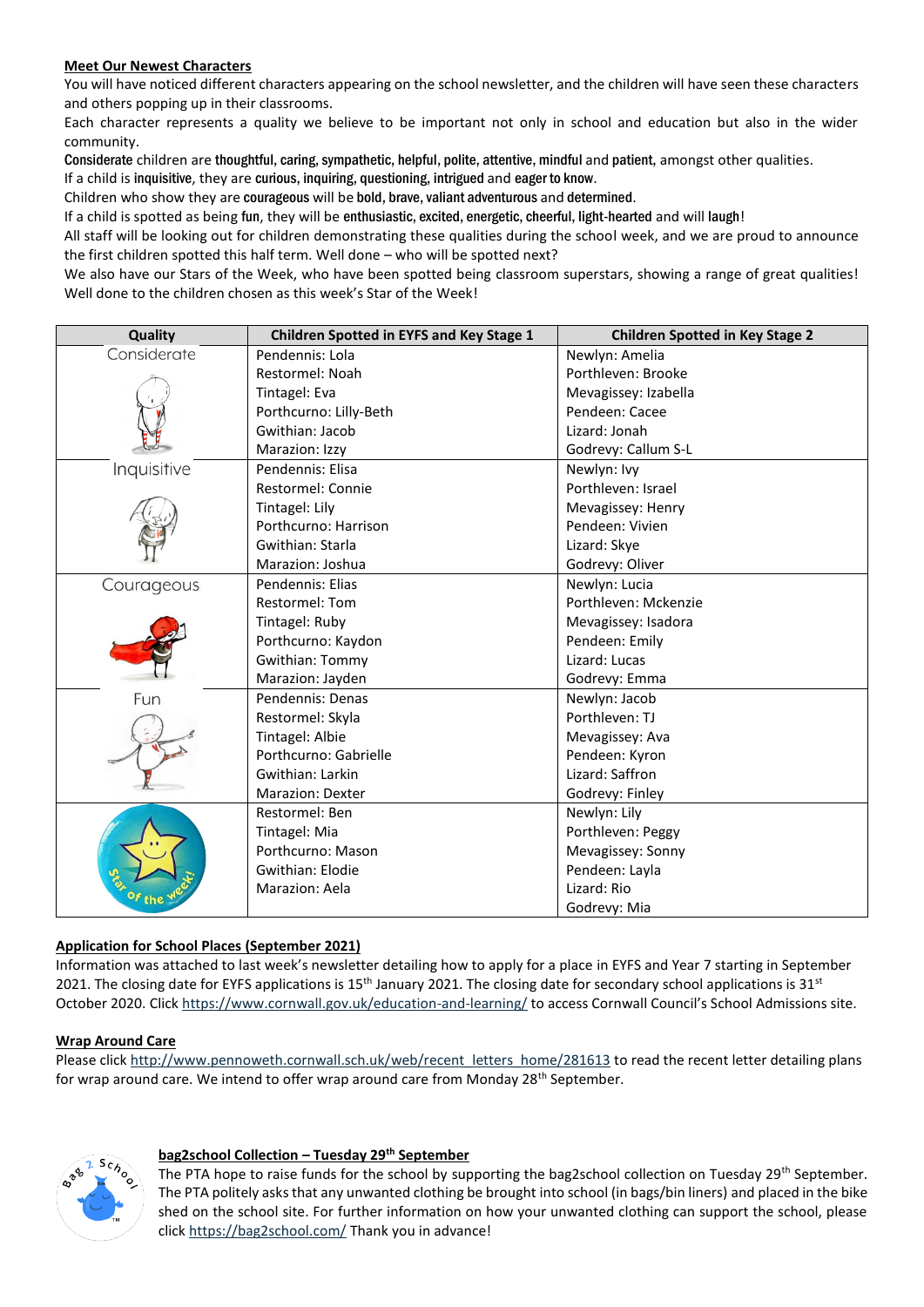**Meet Our Newest Characters**

You will have noticed different characters appearing on the school newsletter, and the children will have seen these characters and others popping up in their classrooms.

Each character represents a quality we believe to be important not only in school and education but also in the wider community.

**Considerate** children are **thoughtful, caring, sympathetic, helpful, polite, attentive, mindful** and **patient**, amongst other qualities.

If a child is **inquisitive**, they are **curious, inquiring, questioning, intrigued** and **eager to know**.

Children who show they are **courageous** will be **bold, brave, valiant adventurous** and **determined**.

If a child is spotted as being **fun**, they will be **enthusiastic, excited, energetic, cheerful, light-hearted** and will **laugh**!

All staff will be looking out for children demonstrating these qualities during the school week, and we are proud to announce the first children spotted this half term. Well done – who will be spotted next?

We also have our Stars of the Week, who have been spotted being classroom superstars, showing a range of great qualities! Well done to the children chosen as this week's Star of the Week!

| Quality | Children Spotted in EYFS and Key Stage 1 | Children Spotted in Key Stage 2 |
|---|---|---|
| Considerate | Pendennis: Lola<br>Restormel: Noah<br>Tintagel: Eva<br>Porthcurno: Lilly-Beth<br>Gwithian: Jacob<br>Marazion: Izzy | Newlyn: Amelia<br>Porthleven: Brooke<br>Mevagissey: Izabella<br>Pendeen: Cacee<br>Lizard: Jonah<br>Godrevy: Callum S-L |
| Inquisitive | Pendennis: Elisa<br>Restormel: Connie<br>Tintagel: Lily<br>Porthcurno: Harrison<br>Gwithian: Starla<br>Marazion: Joshua | Newlyn: Ivy<br>Porthleven: Israel<br>Mevagissey: Henry<br>Pendeen: Vivien<br>Lizard: Skye<br>Godrevy: Oliver |
| Courageous | Pendennis: Elias<br>Restormel: Tom<br>Tintagel: Ruby<br>Porthcurno: Kaydon<br>Gwithian: Tommy<br>Marazion: Jayden | Newlyn: Lucia<br>Porthleven: Mckenzie<br>Mevagissey: Isadora<br>Pendeen: Emily<br>Lizard: Lucas<br>Godrevy: Emma |
| Fun | Pendennis: Denas<br>Restormel: Skyla<br>Tintagel: Albie<br>Porthcurno: Gabrielle<br>Gwithian: Larkin<br>Marazion: Dexter | Newlyn: Jacob<br>Porthleven: TJ<br>Mevagissey: Ava<br>Pendeen: Kyron<br>Lizard: Saffron<br>Godrevy: Finley |
| Star of the week! | Restormel: Ben<br>Tintagel: Mia<br>Porthcurno: Mason<br>Gwithian: Elodie<br>Marazion: Aela | Newlyn: Lily<br>Porthleven: Peggy<br>Mevagissey: Sonny<br>Pendeen: Layla<br>Lizard: Rio<br>Godrevy: Mia |

**Application for School Places (September 2021)**

Information was attached to last week's newsletter detailing how to apply for a place in EYFS and Year 7 starting in September 2021. The closing date for EYFS applications is 15th January 2021. The closing date for secondary school applications is 31st October 2020. Click https://www.cornwall.gov.uk/education-and-learning/ to access Cornwall Council's School Admissions site.

**Wrap Around Care**

Please click http://www.pennoweth.cornwall.sch.uk/web/recent_letters_home/281613 to read the recent letter detailing plans for wrap around care. We intend to offer wrap around care from Monday 28th September.

**bag2school Collection – Tuesday 29th September**

The PTA hope to raise funds for the school by supporting the bag2school collection on Tuesday 29th September. The PTA politely asks that any unwanted clothing be brought into school (in bags/bin liners) and placed in the bike shed on the school site. For further information on how your unwanted clothing can support the school, please click https://bag2school.com/ Thank you in advance!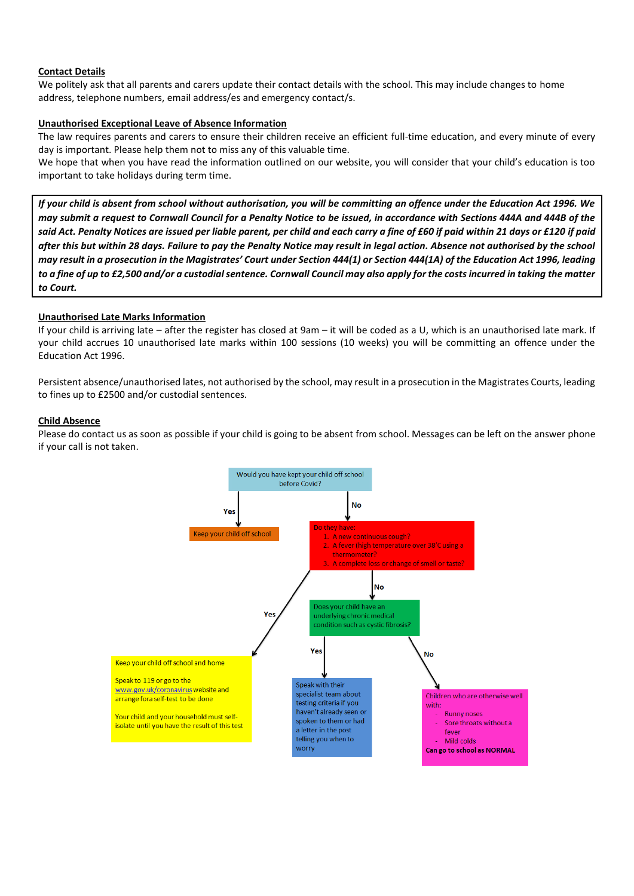**Contact Details**

We politely ask that all parents and carers update their contact details with the school. This may include changes to home address, telephone numbers, email address/es and emergency contact/s.

**Unauthorised Exceptional Leave of Absence Information**

The law requires parents and carers to ensure their children receive an efficient full-time education, and every minute of every day is important. Please help them not to miss any of this valuable time.

We hope that when you have read the information outlined on our website, you will consider that your child's education is too important to take holidays during term time.

***If your child is absent from school without authorisation, you will be committing an offence under the Education Act 1996. We may submit a request to Cornwall Council for a Penalty Notice to be issued, in accordance with Sections 444A and 444B of the said Act. Penalty Notices are issued per liable parent, per child and each carry a fine of £60 if paid within 21 days or £120 if paid after this but within 28 days. Failure to pay the Penalty Notice may result in legal action. Absence not authorised by the school may result in a prosecution in the Magistrates' Court under Section 444(1) or Section 444(1A) of the Education Act 1996, leading to a fine of up to £2,500 and/or a custodial sentence. Cornwall Council may also apply for the costs incurred in taking the matter to Court.***

**Unauthorised Late Marks Information**

If your child is arriving late – after the register has closed at 9am – it will be coded as a U, which is an unauthorised late mark. If your child accrues 10 unauthorised late marks within 100 sessions (10 weeks) you will be committing an offence under the Education Act 1996.

Persistent absence/unauthorised lates, not authorised by the school, may result in a prosecution in the Magistrates Courts, leading to fines up to £2500 and/or custodial sentences.

**Child Absence**

Please do contact us as soon as possible if your child is going to be absent from school. Messages can be left on the answer phone if your call is not taken.

Would you have kept your child off school before Covid?

Yes

Keep your child off school

No

Do they have:

1. A new continuous cough?
2. A fever (high temperature over 38'C using a thermometer?
3. A complete loss or change of smell or taste?

Yes

Keep your child off school and home

Speak to 119 or go to the www.gov.uk/coronavirus website and arrange for a self-test to be done

Your child and your household must self-isolate until you have the result of this test

No

Does your child have an underlying chronic medical condition such as cystic fibrosis?

Yes

Speak with their specialist team about testing criteria if you haven't already seen or spoken to them or had a letter in the post telling you when to worry

No

Children who are otherwise well with:

- Runny noses
- Sore throats without a fever
- Mild colds

**Can go to school as NORMAL**